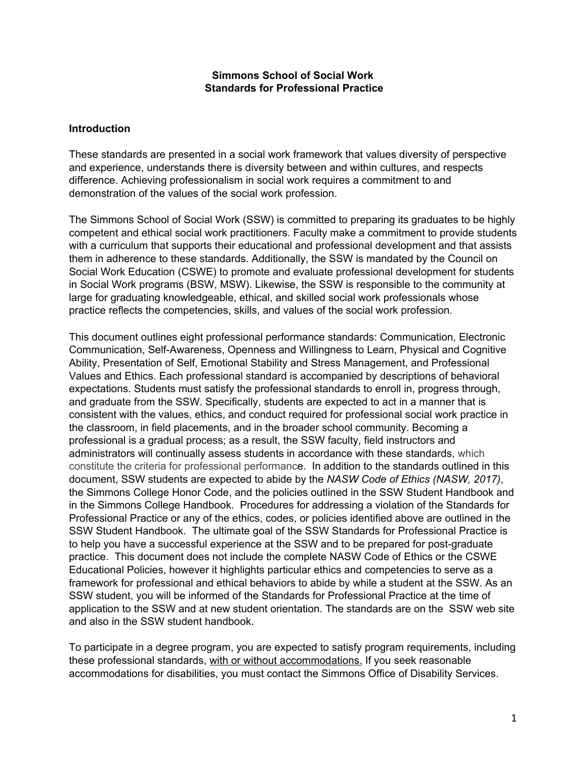**Simmons School of Social Work**
**Standards for Professional Practice**

## Introduction

These standards are presented in a social work framework that values diversity of perspective and experience, understands there is diversity between and within cultures, and respects difference. Achieving professionalism in social work requires a commitment to and demonstration of the values of the social work profession.

The Simmons School of Social Work (SSW) is committed to preparing its graduates to be highly competent and ethical social work practitioners. Faculty make a commitment to provide students with a curriculum that supports their educational and professional development and that assists them in adherence to these standards. Additionally, the SSW is mandated by the Council on Social Work Education (CSWE) to promote and evaluate professional development for students in Social Work programs (BSW, MSW). Likewise, the SSW is responsible to the community at large for graduating knowledgeable, ethical, and skilled social work professionals whose practice reflects the competencies, skills, and values of the social work profession.

This document outlines eight professional performance standards: Communication, Electronic Communication, Self-Awareness, Openness and Willingness to Learn, Physical and Cognitive Ability, Presentation of Self, Emotional Stability and Stress Management, and Professional Values and Ethics. Each professional standard is accompanied by descriptions of behavioral expectations. Students must satisfy the professional standards to enroll in, progress through, and graduate from the SSW. Specifically, students are expected to act in a manner that is consistent with the values, ethics, and conduct required for professional social work practice in the classroom, in field placements, and in the broader school community. Becoming a professional is a gradual process; as a result, the SSW faculty, field instructors and administrators will continually assess students in accordance with these standards, which constitute the criteria for professional performance. In addition to the standards outlined in this document, SSW students are expected to abide by the *NASW Code of Ethics (NASW, 2017)*, the Simmons College Honor Code, and the policies outlined in the SSW Student Handbook and in the Simmons College Handbook. Procedures for addressing a violation of the Standards for Professional Practice or any of the ethics, codes, or policies identified above are outlined in the SSW Student Handbook. The ultimate goal of the SSW Standards for Professional Practice is to help you have a successful experience at the SSW and to be prepared for post-graduate practice. This document does not include the complete NASW Code of Ethics or the CSWE Educational Policies, however it highlights particular ethics and competencies to serve as a framework for professional and ethical behaviors to abide by while a student at the SSW. As an SSW student, you will be informed of the Standards for Professional Practice at the time of application to the SSW and at new student orientation. The standards are on the SSW web site and also in the SSW student handbook.

To participate in a degree program, you are expected to satisfy program requirements, including these professional standards, <u>with or without accommodations.</u> If you seek reasonable accommodations for disabilities, you must contact the Simmons Office of Disability Services.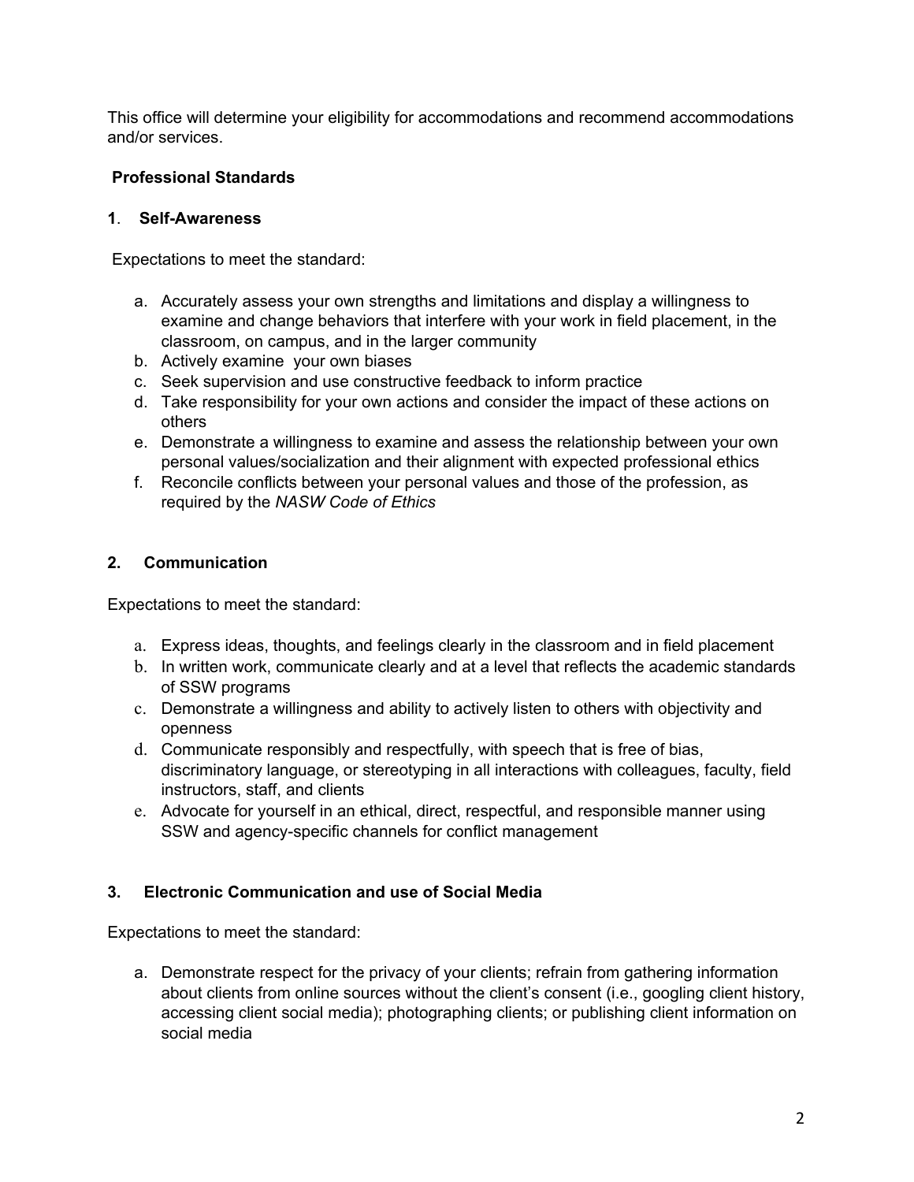This office will determine your eligibility for accommodations and recommend accommodations and/or services.

## Professional Standards

### 1. Self-Awareness

Expectations to meet the standard:

a. Accurately assess your own strengths and limitations and display a willingness to examine and change behaviors that interfere with your work in field placement, in the classroom, on campus, and in the larger community
b. Actively examine your own biases
c. Seek supervision and use constructive feedback to inform practice
d. Take responsibility for your own actions and consider the impact of these actions on others
e. Demonstrate a willingness to examine and assess the relationship between your own personal values/socialization and their alignment with expected professional ethics
f. Reconcile conflicts between your personal values and those of the profession, as required by the *NASW Code of Ethics*

### 2. Communication

Expectations to meet the standard:

a. Express ideas, thoughts, and feelings clearly in the classroom and in field placement
b. In written work, communicate clearly and at a level that reflects the academic standards of SSW programs
c. Demonstrate a willingness and ability to actively listen to others with objectivity and openness
d. Communicate responsibly and respectfully, with speech that is free of bias, discriminatory language, or stereotyping in all interactions with colleagues, faculty, field instructors, staff, and clients
e. Advocate for yourself in an ethical, direct, respectful, and responsible manner using SSW and agency-specific channels for conflict management

### 3. Electronic Communication and use of Social Media

Expectations to meet the standard:

a. Demonstrate respect for the privacy of your clients; refrain from gathering information about clients from online sources without the client's consent (i.e., googling client history, accessing client social media); photographing clients; or publishing client information on social media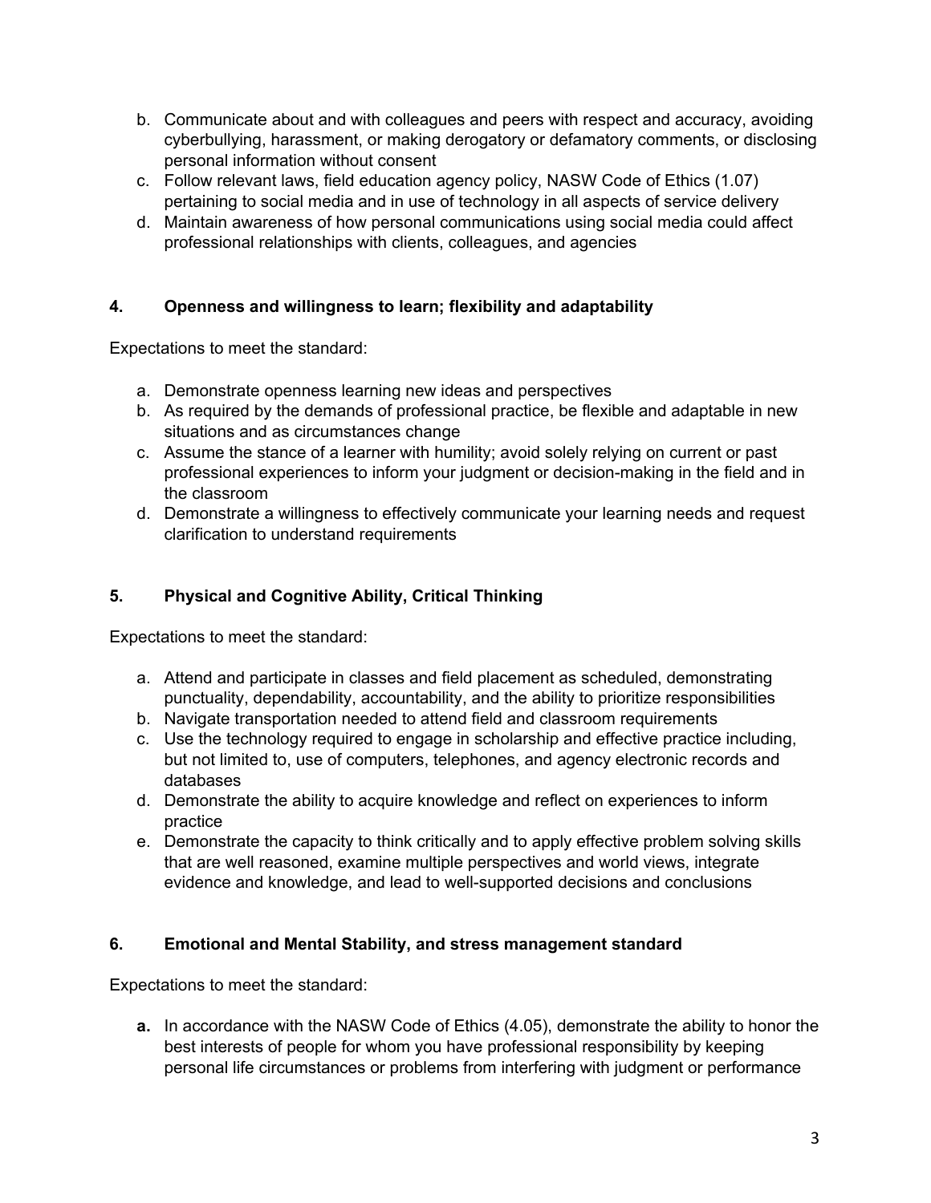b. Communicate about and with colleagues and peers with respect and accuracy, avoiding cyberbullying, harassment, or making derogatory or defamatory comments, or disclosing personal information without consent
c. Follow relevant laws, field education agency policy, NASW Code of Ethics (1.07) pertaining to social media and in use of technology in all aspects of service delivery
d. Maintain awareness of how personal communications using social media could affect professional relationships with clients, colleagues, and agencies

**4. Openness and willingness to learn; flexibility and adaptability**

Expectations to meet the standard:

a. Demonstrate openness learning new ideas and perspectives
b. As required by the demands of professional practice, be flexible and adaptable in new situations and as circumstances change
c. Assume the stance of a learner with humility; avoid solely relying on current or past professional experiences to inform your judgment or decision-making in the field and in the classroom
d. Demonstrate a willingness to effectively communicate your learning needs and request clarification to understand requirements

**5. Physical and Cognitive Ability, Critical Thinking**

Expectations to meet the standard:

a. Attend and participate in classes and field placement as scheduled, demonstrating punctuality, dependability, accountability, and the ability to prioritize responsibilities
b. Navigate transportation needed to attend field and classroom requirements
c. Use the technology required to engage in scholarship and effective practice including, but not limited to, use of computers, telephones, and agency electronic records and databases
d. Demonstrate the ability to acquire knowledge and reflect on experiences to inform practice
e. Demonstrate the capacity to think critically and to apply effective problem solving skills that are well reasoned, examine multiple perspectives and world views, integrate evidence and knowledge, and lead to well-supported decisions and conclusions

**6. Emotional and Mental Stability, and stress management standard**

Expectations to meet the standard:

**a.** In accordance with the NASW Code of Ethics (4.05), demonstrate the ability to honor the best interests of people for whom you have professional responsibility by keeping personal life circumstances or problems from interfering with judgment or performance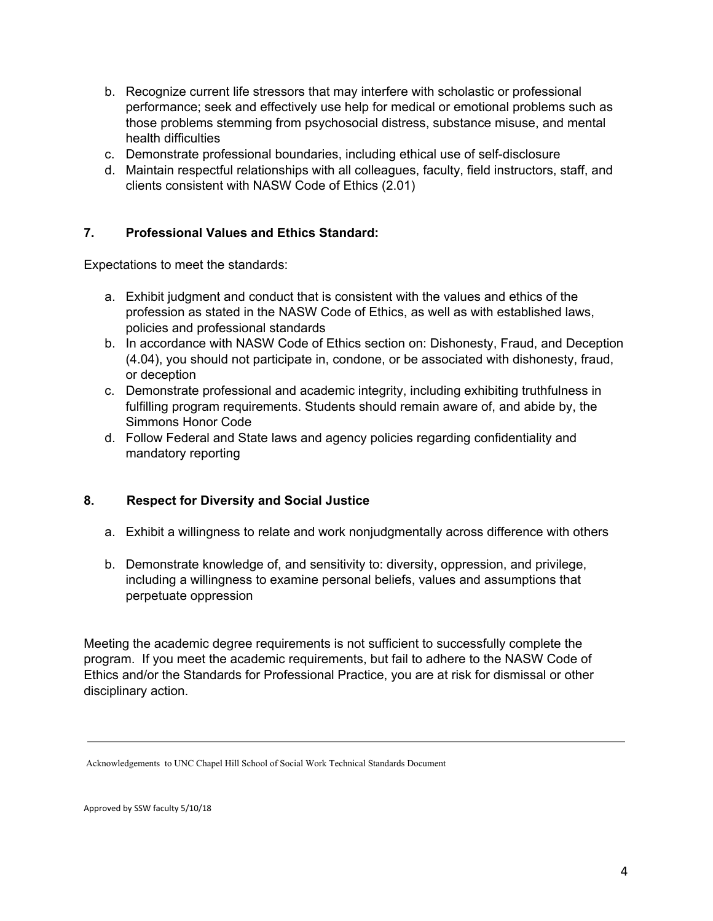b. Recognize current life stressors that may interfere with scholastic or professional performance; seek and effectively use help for medical or emotional problems such as those problems stemming from psychosocial distress, substance misuse, and mental health difficulties
c. Demonstrate professional boundaries, including ethical use of self-disclosure
d. Maintain respectful relationships with all colleagues, faculty, field instructors, staff, and clients consistent with NASW Code of Ethics (2.01)

### 7. Professional Values and Ethics Standard:

Expectations to meet the standards:

a. Exhibit judgment and conduct that is consistent with the values and ethics of the profession as stated in the NASW Code of Ethics, as well as with established laws, policies and professional standards
b. In accordance with NASW Code of Ethics section on: Dishonesty, Fraud, and Deception (4.04), you should not participate in, condone, or be associated with dishonesty, fraud, or deception
c. Demonstrate professional and academic integrity, including exhibiting truthfulness in fulfilling program requirements. Students should remain aware of, and abide by, the Simmons Honor Code
d. Follow Federal and State laws and agency policies regarding confidentiality and mandatory reporting

### 8. Respect for Diversity and Social Justice

a. Exhibit a willingness to relate and work nonjudgmentally across difference with others
b. Demonstrate knowledge of, and sensitivity to: diversity, oppression, and privilege, including a willingness to examine personal beliefs, values and assumptions that perpetuate oppression

Meeting the academic degree requirements is not sufficient to successfully complete the program. If you meet the academic requirements, but fail to adhere to the NASW Code of Ethics and/or the Standards for Professional Practice, you are at risk for dismissal or other disciplinary action.

---

Acknowledgements to UNC Chapel Hill School of Social Work Technical Standards Document

Approved by SSW faculty 5/10/18